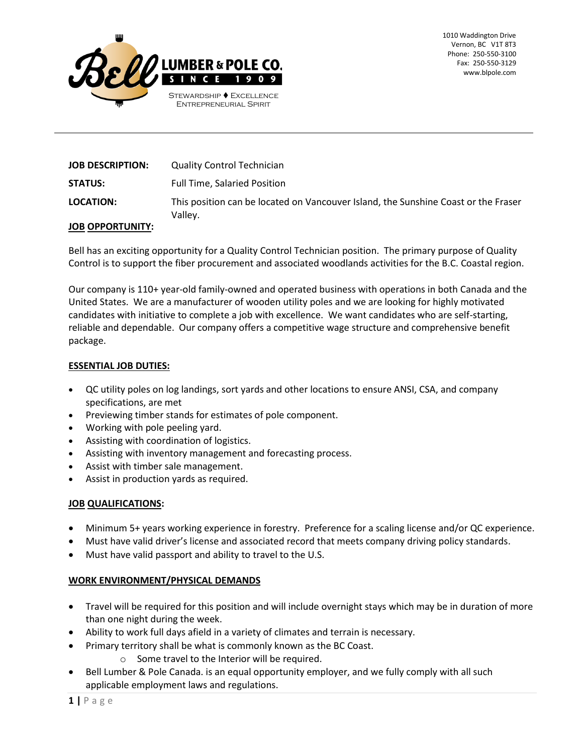BELL LUMBER & POLE CO.
SINCE 1909
STEWARDSHIP ♦ EXCELLENCE
ENTREPRENEURIAL SPIRIT

1010 Waddington Drive
Vernon, BC V1T 8T3
Phone: 250-550-3100
Fax: 250-550-3129
www.blpole.com

---

**JOB DESCRIPTION:** Quality Control Technician

**STATUS:** Full Time, Salaried Position

**LOCATION:** This position can be located on Vancouver Island, the Sunshine Coast or the Fraser Valley.

**JOB OPPORTUNITY:**

Bell has an exciting opportunity for a Quality Control Technician position. The primary purpose of Quality Control is to support the fiber procurement and associated woodlands activities for the B.C. Coastal region.

Our company is 110+ year-old family-owned and operated business with operations in both Canada and the United States. We are a manufacturer of wooden utility poles and we are looking for highly motivated candidates with initiative to complete a job with excellence. We want candidates who are self-starting, reliable and dependable. Our company offers a competitive wage structure and comprehensive benefit package.

**ESSENTIAL JOB DUTIES:**

- QC utility poles on log landings, sort yards and other locations to ensure ANSI, CSA, and company specifications, are met
- Previewing timber stands for estimates of pole component.
- Working with pole peeling yard.
- Assisting with coordination of logistics.
- Assisting with inventory management and forecasting process.
- Assist with timber sale management.
- Assist in production yards as required.

**JOB QUALIFICATIONS:**

- Minimum 5+ years working experience in forestry. Preference for a scaling license and/or QC experience.
- Must have valid driver's license and associated record that meets company driving policy standards.
- Must have valid passport and ability to travel to the U.S.

**WORK ENVIRONMENT/PHYSICAL DEMANDS**

- Travel will be required for this position and will include overnight stays which may be in duration of more than one night during the week.
- Ability to work full days afield in a variety of climates and terrain is necessary.
- Primary territory shall be what is commonly known as the BC Coast.
  - Some travel to the Interior will be required.
- Bell Lumber & Pole Canada. is an equal opportunity employer, and we fully comply with all such applicable employment laws and regulations.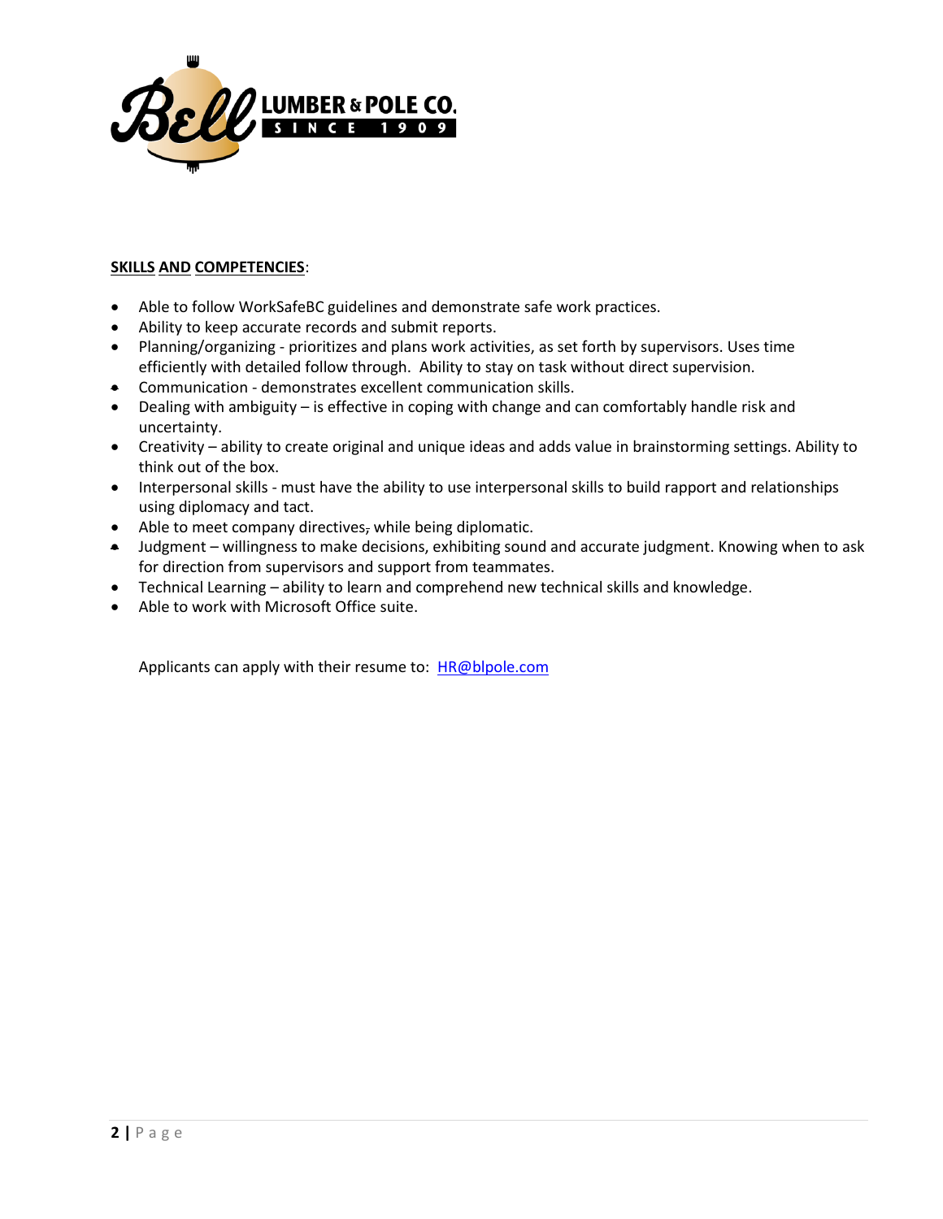**SKILLS AND COMPETENCIES**:

- Able to follow WorkSafeBC guidelines and demonstrate safe work practices.
- Ability to keep accurate records and submit reports.
- Planning/organizing - prioritizes and plans work activities, as set forth by supervisors. Uses time efficiently with detailed follow through. Ability to stay on task without direct supervision.
- Communication - demonstrates excellent communication skills.
- Dealing with ambiguity – is effective in coping with change and can comfortably handle risk and uncertainty.
- Creativity – ability to create original and unique ideas and adds value in brainstorming settings. Ability to think out of the box.
- Interpersonal skills - must have the ability to use interpersonal skills to build rapport and relationships using diplomacy and tact.
- Able to meet company directives, while being diplomatic.
- Judgment – willingness to make decisions, exhibiting sound and accurate judgment. Knowing when to ask for direction from supervisors and support from teammates.
- Technical Learning – ability to learn and comprehend new technical skills and knowledge.
- Able to work with Microsoft Office suite.

Applicants can apply with their resume to: HR@blpole.com